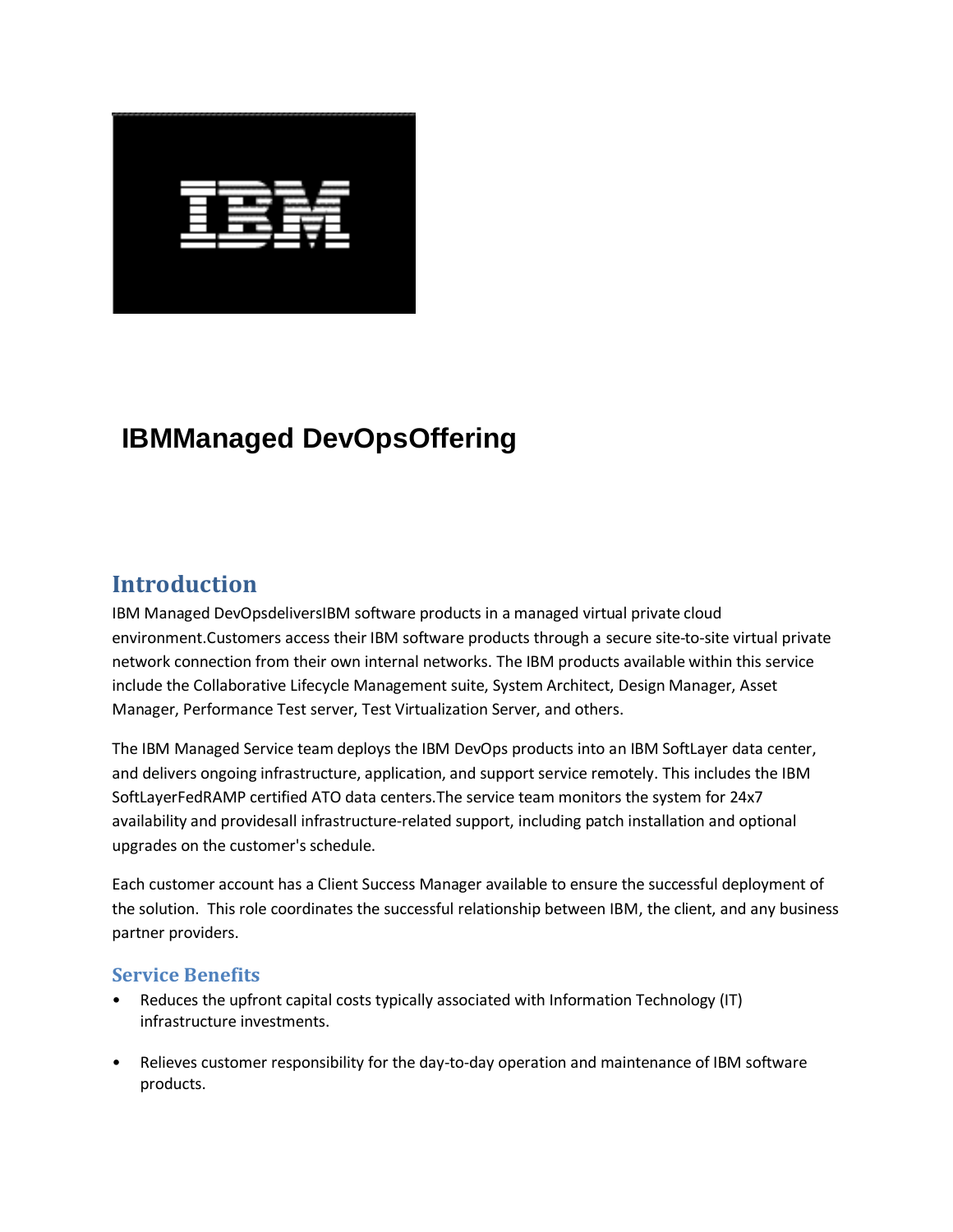# IBMManaged DevOpsOffering

## Introduction

IBM Managed DevOpsdeliversIBM software products in a managed virtual private cloud environment.Customers access their IBM software products through a secure site-to-site virtual private network connection from their own internal networks. The IBM products available within this service include the Collaborative Lifecycle Management suite, System Architect, Design Manager, Asset Manager, Performance Test server, Test Virtualization Server, and others.

The IBM Managed Service team deploys the IBM DevOps products into an IBM SoftLayer data center, and delivers ongoing infrastructure, application, and support service remotely. This includes the IBM SoftLayerFedRAMP certified ATO data centers.The service team monitors the system for 24x7 availability and providesall infrastructure-related support, including patch installation and optional upgrades on the customer's schedule.

Each customer account has a Client Success Manager available to ensure the successful deployment of the solution. This role coordinates the successful relationship between IBM, the client, and any business partner providers.

### Service Benefits

- Reduces the upfront capital costs typically associated with Information Technology (IT) infrastructure investments.
- Relieves customer responsibility for the day-to-day operation and maintenance of IBM software products.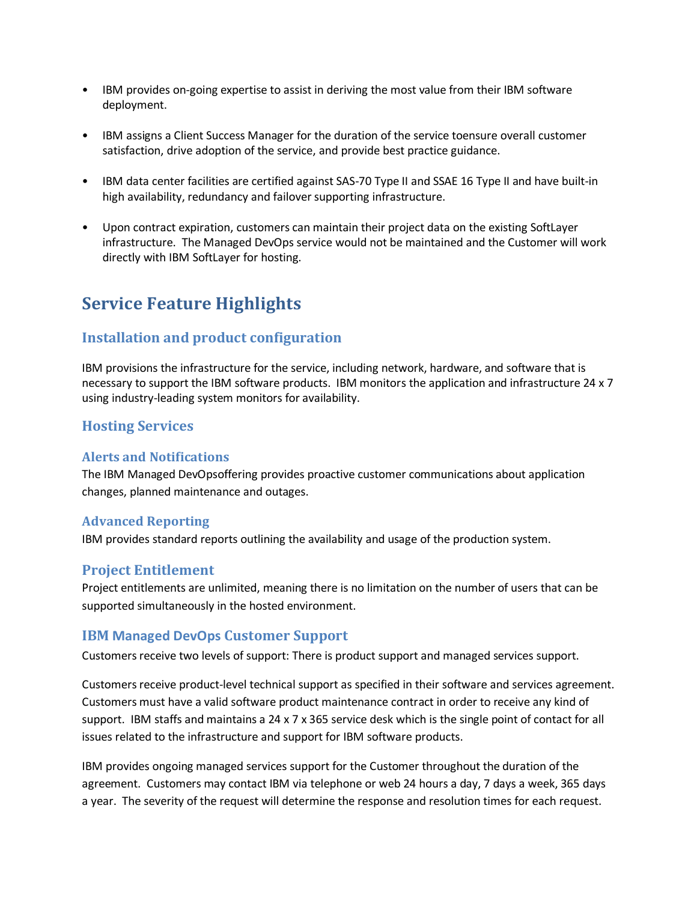- IBM provides on-going expertise to assist in deriving the most value from their IBM software deployment.

- IBM assigns a Client Success Manager for the duration of the service toensure overall customer satisfaction, drive adoption of the service, and provide best practice guidance.

- IBM data center facilities are certified against SAS-70 Type II and SSAE 16 Type II and have built-in high availability, redundancy and failover supporting infrastructure.

- Upon contract expiration, customers can maintain their project data on the existing SoftLayer infrastructure. The Managed DevOps service would not be maintained and the Customer will work directly with IBM SoftLayer for hosting.

# Service Feature Highlights

## Installation and product configuration

IBM provisions the infrastructure for the service, including network, hardware, and software that is necessary to support the IBM software products. IBM monitors the application and infrastructure 24 x 7 using industry-leading system monitors for availability.

## Hosting Services

### Alerts and Notifications

The IBM Managed DevOpsoffering provides proactive customer communications about application changes, planned maintenance and outages.

### Advanced Reporting

IBM provides standard reports outlining the availability and usage of the production system.

### Project Entitlement

Project entitlements are unlimited, meaning there is no limitation on the number of users that can be supported simultaneously in the hosted environment.

### IBM Managed DevOps Customer Support

Customers receive two levels of support: There is product support and managed services support.

Customers receive product-level technical support as specified in their software and services agreement. Customers must have a valid software product maintenance contract in order to receive any kind of support. IBM staffs and maintains a 24 x 7 x 365 service desk which is the single point of contact for all issues related to the infrastructure and support for IBM software products.

IBM provides ongoing managed services support for the Customer throughout the duration of the agreement. Customers may contact IBM via telephone or web 24 hours a day, 7 days a week, 365 days a year. The severity of the request will determine the response and resolution times for each request.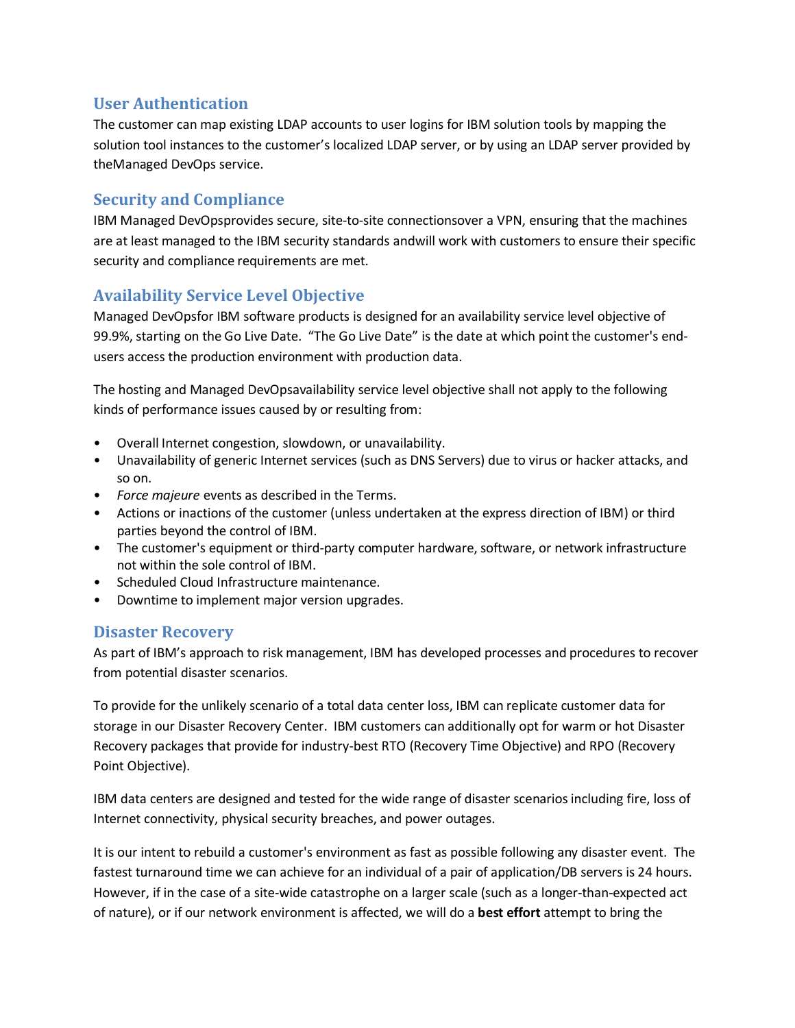## User Authentication

The customer can map existing LDAP accounts to user logins for IBM solution tools by mapping the solution tool instances to the customer's localized LDAP server, or by using an LDAP server provided by theManaged DevOps service.

## Security and Compliance

IBM Managed DevOpsprovides secure, site-to-site connectionsover a VPN, ensuring that the machines are at least managed to the IBM security standards andwill work with customers to ensure their specific security and compliance requirements are met.

## Availability Service Level Objective

Managed DevOpsfor IBM software products is designed for an availability service level objective of 99.9%, starting on the Go Live Date. "The Go Live Date" is the date at which point the customer's end-users access the production environment with production data.

The hosting and Managed DevOpsavailability service level objective shall not apply to the following kinds of performance issues caused by or resulting from:

- Overall Internet congestion, slowdown, or unavailability.
- Unavailability of generic Internet services (such as DNS Servers) due to virus or hacker attacks, and so on.
- *Force majeure* events as described in the Terms.
- Actions or inactions of the customer (unless undertaken at the express direction of IBM) or third parties beyond the control of IBM.
- The customer's equipment or third-party computer hardware, software, or network infrastructure not within the sole control of IBM.
- Scheduled Cloud Infrastructure maintenance.
- Downtime to implement major version upgrades.

## Disaster Recovery

As part of IBM's approach to risk management, IBM has developed processes and procedures to recover from potential disaster scenarios.

To provide for the unlikely scenario of a total data center loss, IBM can replicate customer data for storage in our Disaster Recovery Center. IBM customers can additionally opt for warm or hot Disaster Recovery packages that provide for industry-best RTO (Recovery Time Objective) and RPO (Recovery Point Objective).

IBM data centers are designed and tested for the wide range of disaster scenarios including fire, loss of Internet connectivity, physical security breaches, and power outages.

It is our intent to rebuild a customer's environment as fast as possible following any disaster event. The fastest turnaround time we can achieve for an individual of a pair of application/DB servers is 24 hours. However, if in the case of a site-wide catastrophe on a larger scale (such as a longer-than-expected act of nature), or if our network environment is affected, we will do a **best effort** attempt to bring the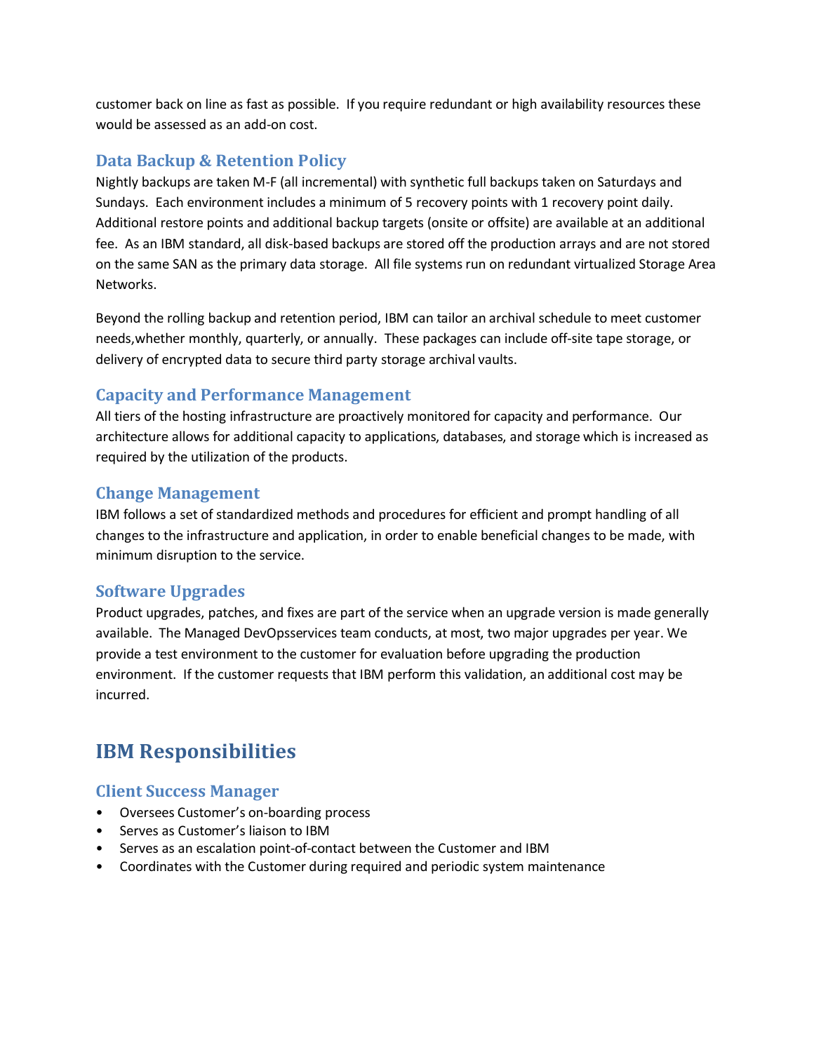customer back on line as fast as possible. If you require redundant or high availability resources these would be assessed as an add-on cost.

### Data Backup & Retention Policy

Nightly backups are taken M-F (all incremental) with synthetic full backups taken on Saturdays and Sundays. Each environment includes a minimum of 5 recovery points with 1 recovery point daily. Additional restore points and additional backup targets (onsite or offsite) are available at an additional fee. As an IBM standard, all disk-based backups are stored off the production arrays and are not stored on the same SAN as the primary data storage. All file systems run on redundant virtualized Storage Area Networks.

Beyond the rolling backup and retention period, IBM can tailor an archival schedule to meet customer needs,whether monthly, quarterly, or annually. These packages can include off-site tape storage, or delivery of encrypted data to secure third party storage archival vaults.

### Capacity and Performance Management

All tiers of the hosting infrastructure are proactively monitored for capacity and performance. Our architecture allows for additional capacity to applications, databases, and storage which is increased as required by the utilization of the products.

### Change Management

IBM follows a set of standardized methods and procedures for efficient and prompt handling of all changes to the infrastructure and application, in order to enable beneficial changes to be made, with minimum disruption to the service.

### Software Upgrades

Product upgrades, patches, and fixes are part of the service when an upgrade version is made generally available. The Managed DevOpsservices team conducts, at most, two major upgrades per year. We provide a test environment to the customer for evaluation before upgrading the production environment. If the customer requests that IBM perform this validation, an additional cost may be incurred.

## IBM Responsibilities

### Client Success Manager

- Oversees Customer's on-boarding process
- Serves as Customer's liaison to IBM
- Serves as an escalation point-of-contact between the Customer and IBM
- Coordinates with the Customer during required and periodic system maintenance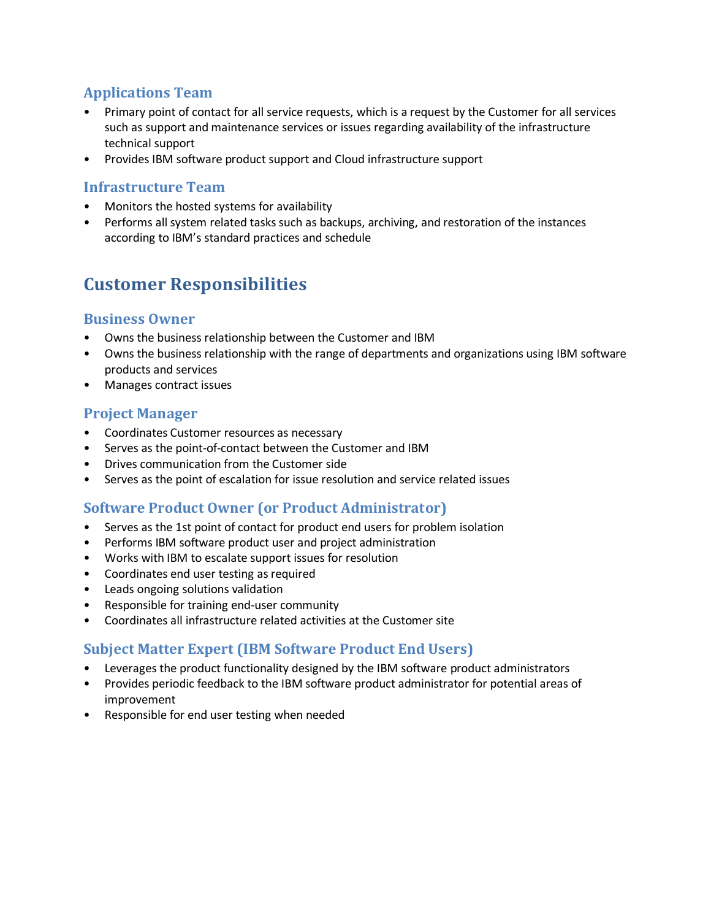### Applications Team

- Primary point of contact for all service requests, which is a request by the Customer for all services such as support and maintenance services or issues regarding availability of the infrastructure technical support
- Provides IBM software product support and Cloud infrastructure support

### Infrastructure Team

- Monitors the hosted systems for availability
- Performs all system related tasks such as backups, archiving, and restoration of the instances according to IBM's standard practices and schedule

## Customer Responsibilities

### Business Owner

- Owns the business relationship between the Customer and IBM
- Owns the business relationship with the range of departments and organizations using IBM software products and services
- Manages contract issues

### Project Manager

- Coordinates Customer resources as necessary
- Serves as the point-of-contact between the Customer and IBM
- Drives communication from the Customer side
- Serves as the point of escalation for issue resolution and service related issues

### Software Product Owner (or Product Administrator)

- Serves as the 1st point of contact for product end users for problem isolation
- Performs IBM software product user and project administration
- Works with IBM to escalate support issues for resolution
- Coordinates end user testing as required
- Leads ongoing solutions validation
- Responsible for training end-user community
- Coordinates all infrastructure related activities at the Customer site

### Subject Matter Expert (IBM Software Product End Users)

- Leverages the product functionality designed by the IBM software product administrators
- Provides periodic feedback to the IBM software product administrator for potential areas of improvement
- Responsible for end user testing when needed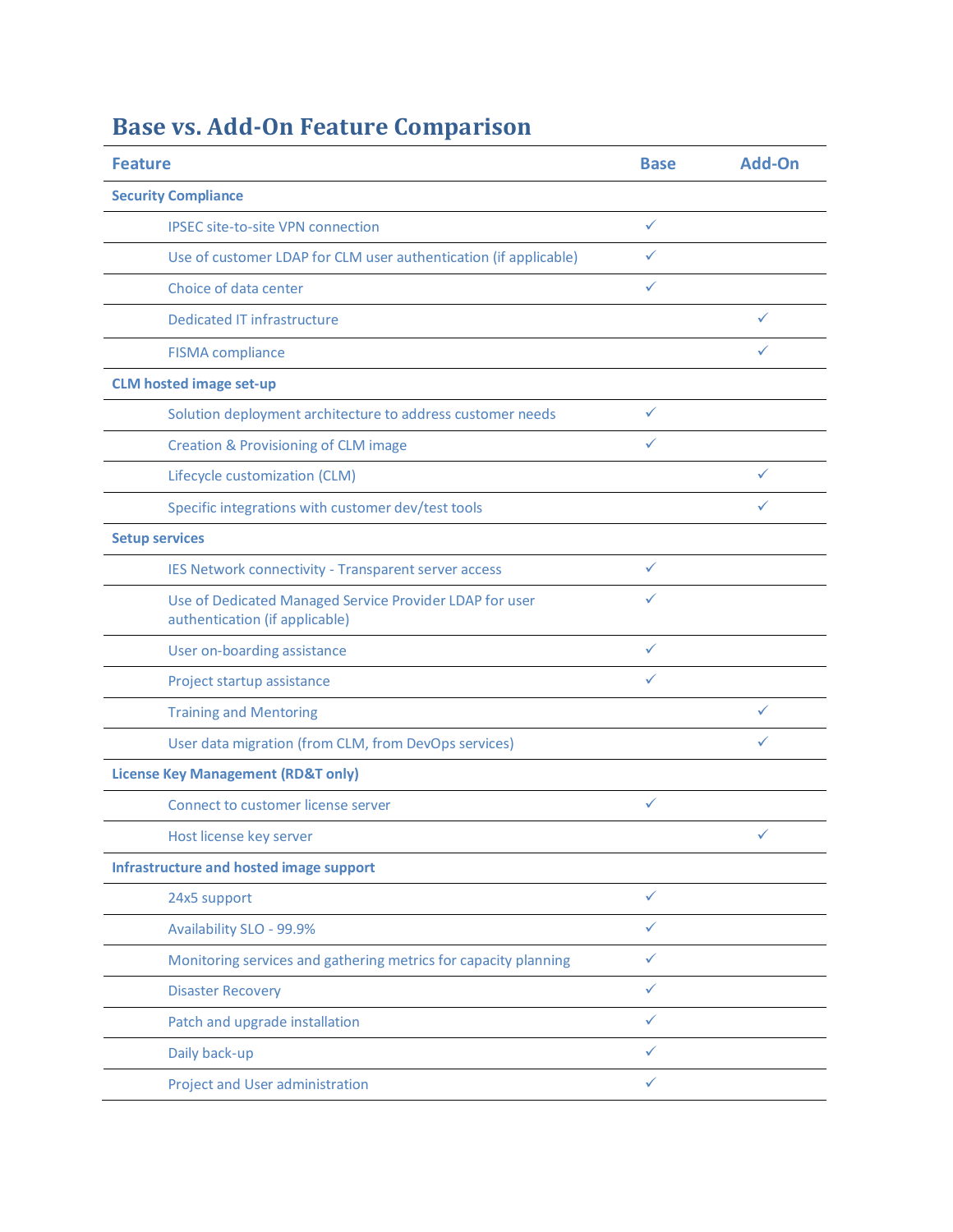## Base vs. Add-On Feature Comparison

| Feature | Base | Add-On |
| --- | --- | --- |
| **Security Compliance** | | |
| IPSEC site-to-site VPN connection | ✓ | |
| Use of customer LDAP for CLM user authentication (if applicable) | ✓ | |
| Choice of data center | ✓ | |
| Dedicated IT infrastructure | | ✓ |
| FISMA compliance | | ✓ |
| **CLM hosted image set-up** | | |
| Solution deployment architecture to address customer needs | ✓ | |
| Creation & Provisioning of CLM image | ✓ | |
| Lifecycle customization (CLM) | | ✓ |
| Specific integrations with customer dev/test tools | | ✓ |
| **Setup services** | | |
| IES Network connectivity - Transparent server access | ✓ | |
| Use of Dedicated Managed Service Provider LDAP for user authentication (if applicable) | ✓ | |
| User on-boarding assistance | ✓ | |
| Project startup assistance | ✓ | |
| Training and Mentoring | | ✓ |
| User data migration (from CLM, from DevOps services) | | ✓ |
| **License Key Management (RD&T only)** | | |
| Connect to customer license server | ✓ | |
| Host license key server | | ✓ |
| **Infrastructure and hosted image support** | | |
| 24x5 support | ✓ | |
| Availability SLO - 99.9% | ✓ | |
| Monitoring services and gathering metrics for capacity planning | ✓ | |
| Disaster Recovery | ✓ | |
| Patch and upgrade installation | ✓ | |
| Daily back-up | ✓ | |
| Project and User administration | ✓ | |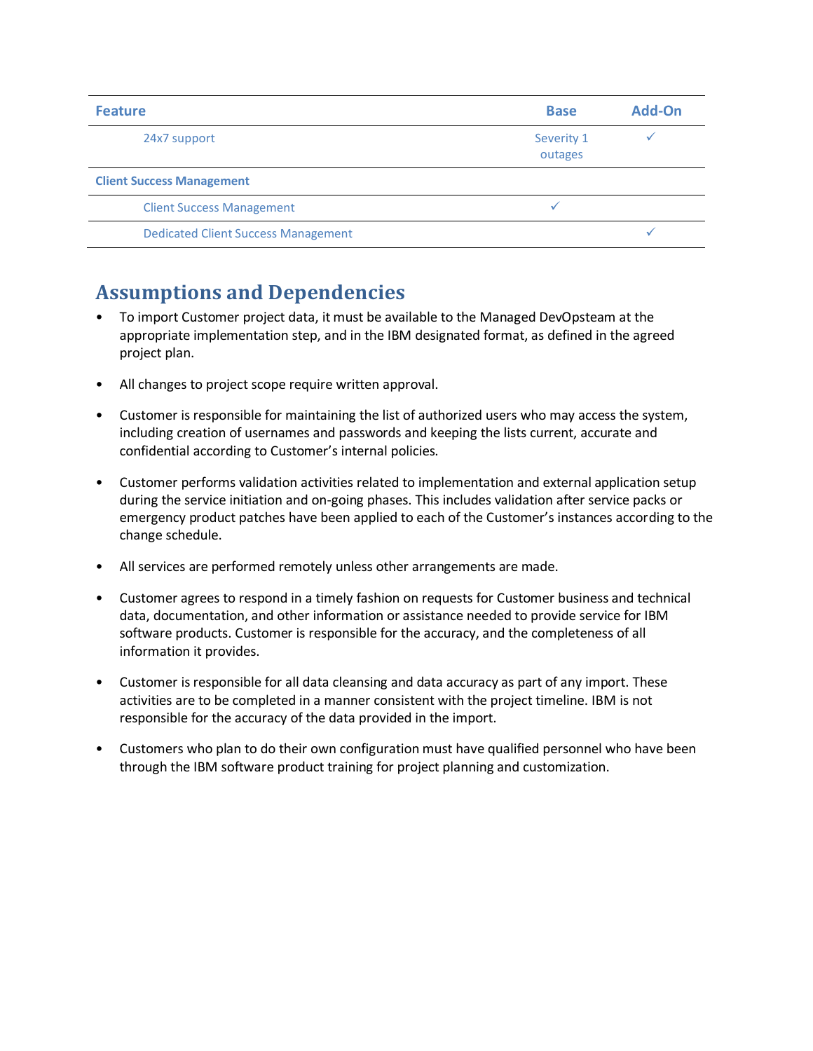| Feature | Base | Add-On |
|---|---|---|
| 24x7 support | Severity 1 outages | ✓ |
| **Client Success Management** | | |
| Client Success Management | ✓ | |
| Dedicated Client Success Management | | ✓ |

## Assumptions and Dependencies

- To import Customer project data, it must be available to the Managed DevOpsteam at the appropriate implementation step, and in the IBM designated format, as defined in the agreed project plan.
- All changes to project scope require written approval.
- Customer is responsible for maintaining the list of authorized users who may access the system, including creation of usernames and passwords and keeping the lists current, accurate and confidential according to Customer's internal policies.
- Customer performs validation activities related to implementation and external application setup during the service initiation and on-going phases. This includes validation after service packs or emergency product patches have been applied to each of the Customer's instances according to the change schedule.
- All services are performed remotely unless other arrangements are made.
- Customer agrees to respond in a timely fashion on requests for Customer business and technical data, documentation, and other information or assistance needed to provide service for IBM software products. Customer is responsible for the accuracy, and the completeness of all information it provides.
- Customer is responsible for all data cleansing and data accuracy as part of any import. These activities are to be completed in a manner consistent with the project timeline. IBM is not responsible for the accuracy of the data provided in the import.
- Customers who plan to do their own configuration must have qualified personnel who have been through the IBM software product training for project planning and customization.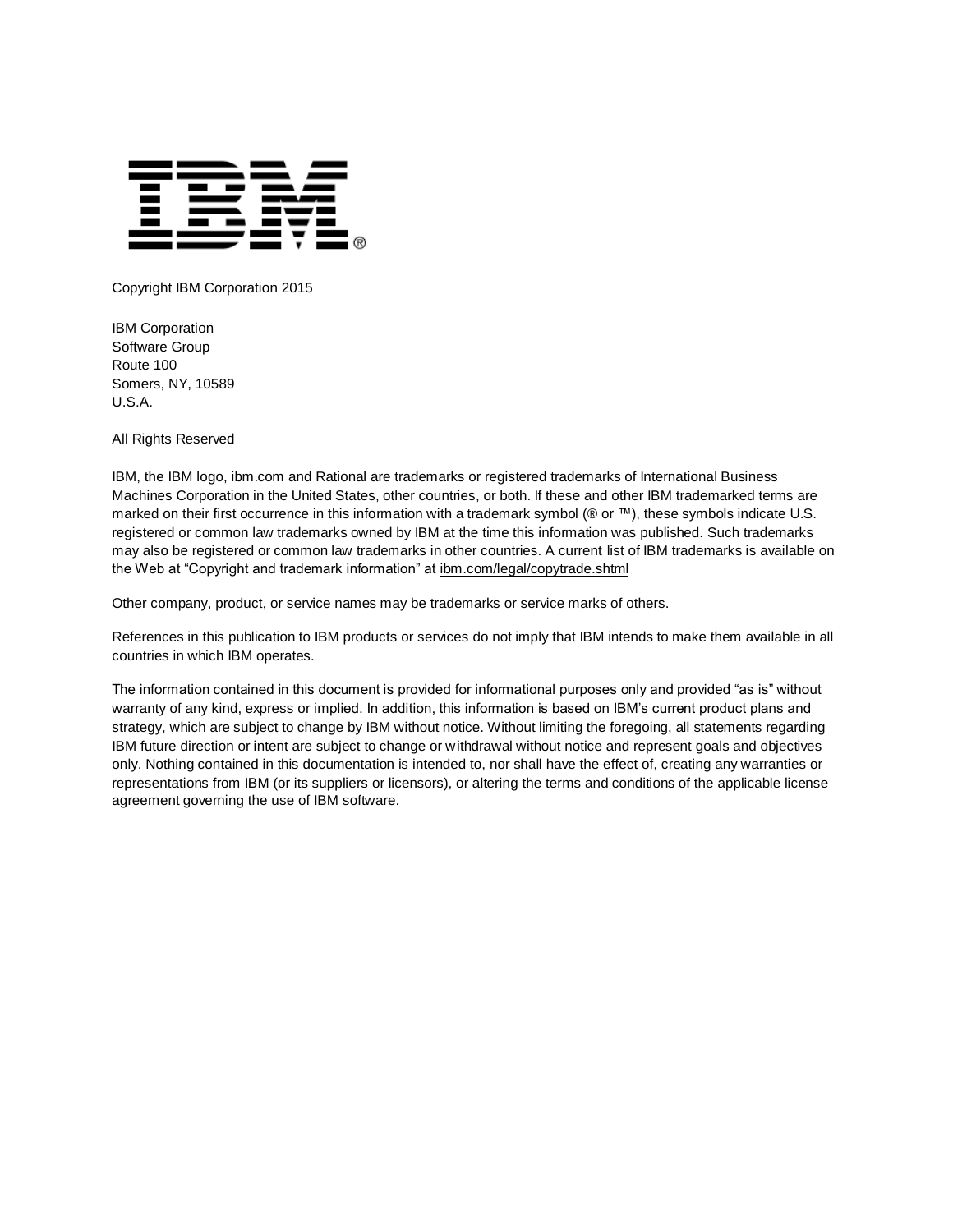Copyright IBM Corporation 2015

IBM Corporation
Software Group
Route 100
Somers, NY, 10589
U.S.A.

All Rights Reserved

IBM, the IBM logo, ibm.com and Rational are trademarks or registered trademarks of International Business Machines Corporation in the United States, other countries, or both. If these and other IBM trademarked terms are marked on their first occurrence in this information with a trademark symbol (® or ™), these symbols indicate U.S. registered or common law trademarks owned by IBM at the time this information was published. Such trademarks may also be registered or common law trademarks in other countries. A current list of IBM trademarks is available on the Web at “Copyright and trademark information” at ibm.com/legal/copytrade.shtml

Other company, product, or service names may be trademarks or service marks of others.

References in this publication to IBM products or services do not imply that IBM intends to make them available in all countries in which IBM operates.

The information contained in this document is provided for informational purposes only and provided “as is” without warranty of any kind, express or implied. In addition, this information is based on IBM’s current product plans and strategy, which are subject to change by IBM without notice. Without limiting the foregoing, all statements regarding IBM future direction or intent are subject to change or withdrawal without notice and represent goals and objectives only. Nothing contained in this documentation is intended to, nor shall have the effect of, creating any warranties or representations from IBM (or its suppliers or licensors), or altering the terms and conditions of the applicable license agreement governing the use of IBM software.